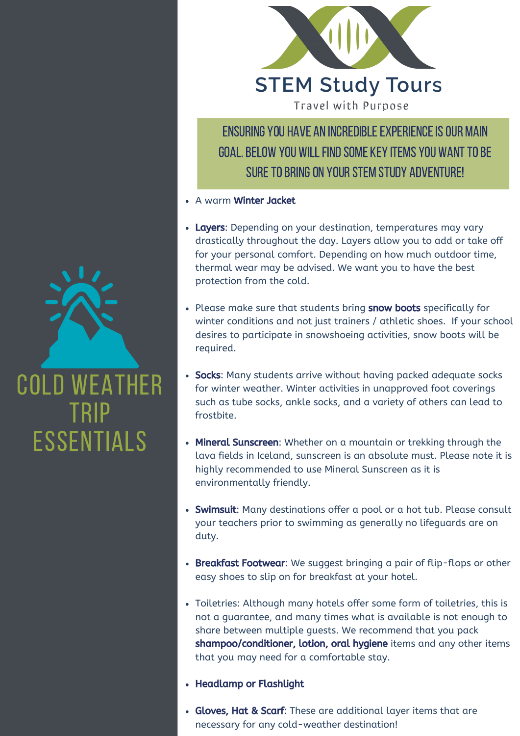# COLD WEATHER TRIP ESSENTIALS

## STEM Study Tours

Travel with Purpose

### ENSURING YOU HAVE AN INCREDIBLE EXPERIENCE IS OUR MAIN GOAL. BELOW YOU WILL FIND SOME KEY ITEMS YOU WANT TO BE SURE TO BRING ON YOUR STEM STUDY ADVENTURE!

- A warm **Winter Jacket**
- **Layers**: Depending on your destination, temperatures may vary drastically throughout the day. Layers allow you to add or take off for your personal comfort. Depending on how much outdoor time, thermal wear may be advised. We want you to have the best protection from the cold.
- Please make sure that students bring **snow boots** specifically for winter conditions and not just trainers / athletic shoes. If your school desires to participate in snowshoeing activities, snow boots will be required.
- **Socks**: Many students arrive without having packed adequate socks for winter weather. Winter activities in unapproved foot coverings such as tube socks, ankle socks, and a variety of others can lead to frostbite.
- **Mineral Sunscreen**: Whether on a mountain or trekking through the lava fields in Iceland, sunscreen is an absolute must. Please note it is highly recommended to use Mineral Sunscreen as it is environmentally friendly.
- **Swimsuit**: Many destinations offer a pool or a hot tub. Please consult your teachers prior to swimming as generally no lifeguards are on duty.
- **Breakfast Footwear**: We suggest bringing a pair of flip-flops or other easy shoes to slip on for breakfast at your hotel.
- Toiletries: Although many hotels offer some form of toiletries, this is not a guarantee, and many times what is available is not enough to share between multiple guests. We recommend that you pack **shampoo/conditioner, lotion, oral hygiene** items and any other items that you may need for a comfortable stay.
- **Headlamp or Flashlight**
- **Gloves, Hat & Scarf**: These are additional layer items that are necessary for any cold-weather destination!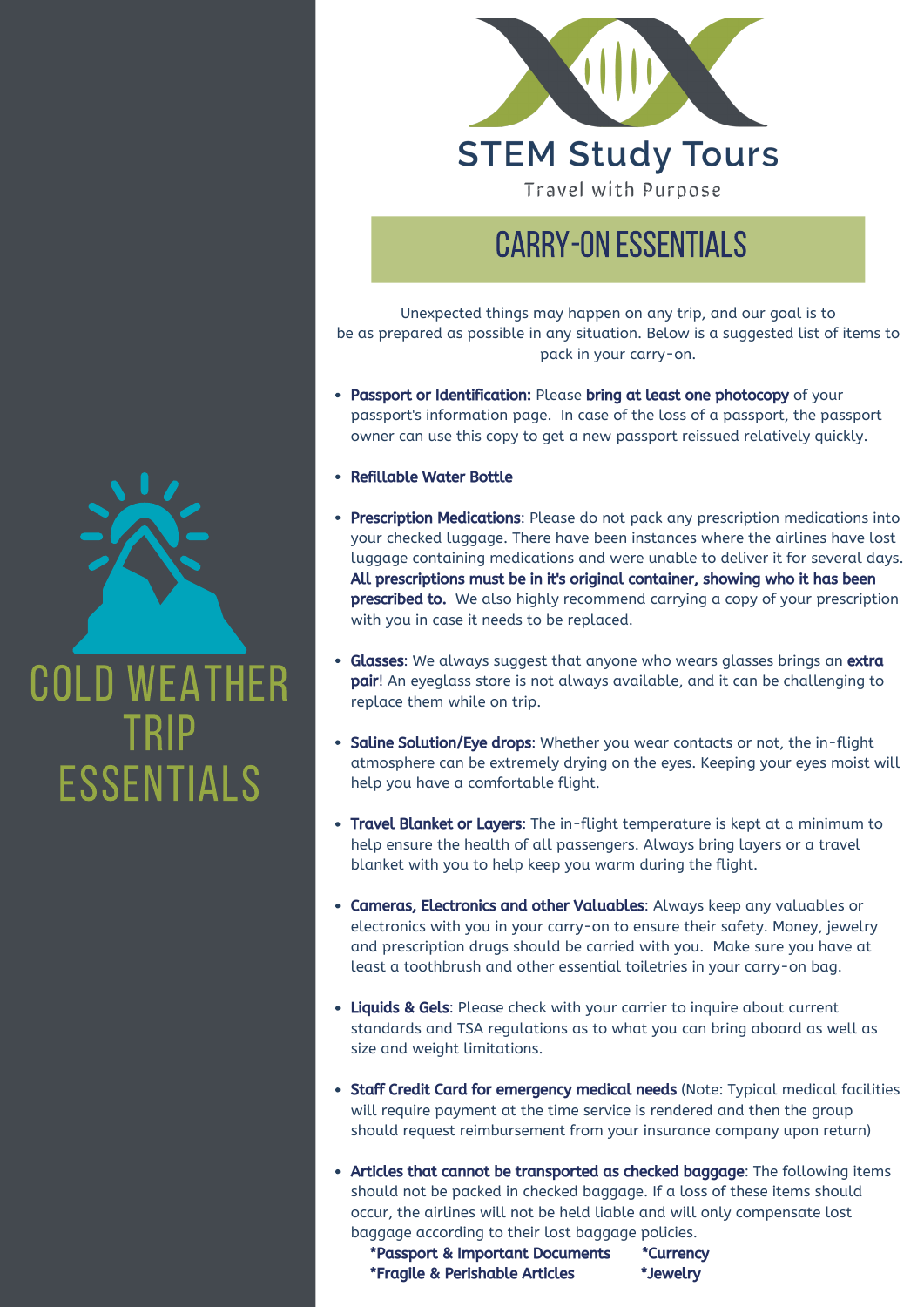# COLD WEATHER TRIP ESSENTIALS

STEM Study Tours

Travel with Purpose

## CARRY-ON ESSENTIALS

Unexpected things may happen on any trip, and our goal is to be as prepared as possible in any situation. Below is a suggested list of items to pack in your carry-on.

- **Passport or Identification:** Please **bring at least one photocopy** of your passport's information page. In case of the loss of a passport, the passport owner can use this copy to get a new passport reissued relatively quickly.
- **Refillable Water Bottle**
- **Prescription Medications**: Please do not pack any prescription medications into your checked luggage. There have been instances where the airlines have lost luggage containing medications and were unable to deliver it for several days. **All prescriptions must be in it's original container, showing who it has been prescribed to.** We also highly recommend carrying a copy of your prescription with you in case it needs to be replaced.
- **Glasses**: We always suggest that anyone who wears glasses brings an **extra pair**! An eyeglass store is not always available, and it can be challenging to replace them while on trip.
- **Saline Solution/Eye drops**: Whether you wear contacts or not, the in-flight atmosphere can be extremely drying on the eyes. Keeping your eyes moist will help you have a comfortable flight.
- **Travel Blanket or Layers**: The in-flight temperature is kept at a minimum to help ensure the health of all passengers. Always bring layers or a travel blanket with you to help keep you warm during the flight.
- **Cameras, Electronics and other Valuables**: Always keep any valuables or electronics with you in your carry-on to ensure their safety. Money, jewelry and prescription drugs should be carried with you. Make sure you have at least a toothbrush and other essential toiletries in your carry-on bag.
- **Liquids & Gels**: Please check with your carrier to inquire about current standards and TSA regulations as to what you can bring aboard as well as size and weight limitations.
- **Staff Credit Card for emergency medical needs** (Note: Typical medical facilities will require payment at the time service is rendered and then the group should request reimbursement from your insurance company upon return)
- **Articles that cannot be transported as checked baggage**: The following items should not be packed in checked baggage. If a loss of these items should occur, the airlines will not be held liable and will only compensate lost baggage according to their lost baggage policies.
  - ***Passport & Important Documents**
  - ***Currency**
  - ***Fragile & Perishable Articles**
  - ***Jewelry**